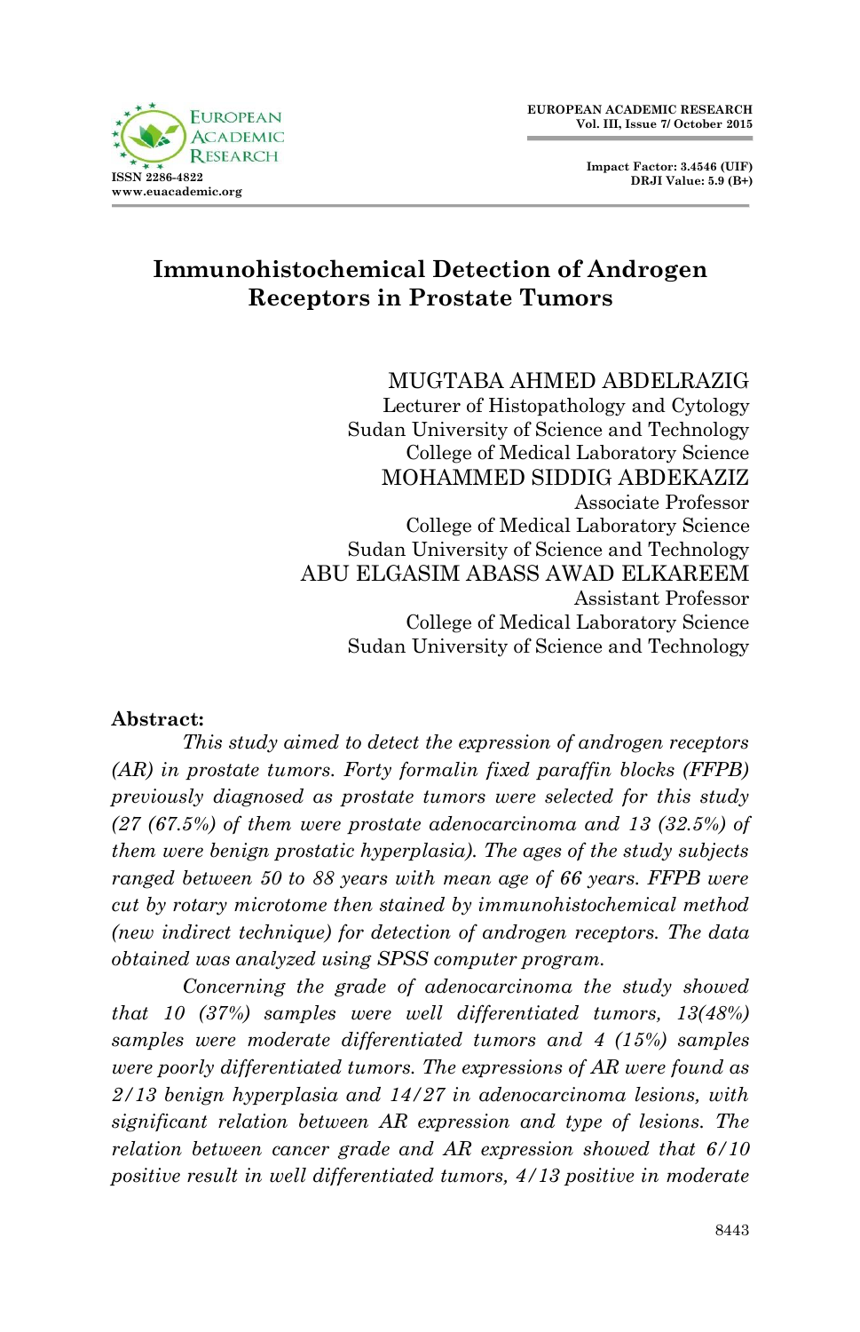# Immunohistochemical Detection of Androgen Receptors in Prostate Tumors

MUGTABA AHMED ABDELRAZIG
Lecturer of Histopathology and Cytology
Sudan University of Science and Technology
College of Medical Laboratory Science

MOHAMMED SIDDIG ABDEKAZIZ
Associate Professor
College of Medical Laboratory Science
Sudan University of Science and Technology

ABU ELGASIM ABASS AWAD ELKAREEM
Assistant Professor
College of Medical Laboratory Science
Sudan University of Science and Technology

**Abstract:**

*This study aimed to detect the expression of androgen receptors (AR) in prostate tumors. Forty formalin fixed paraffin blocks (FFPB) previously diagnosed as prostate tumors were selected for this study (27 (67.5%) of them were prostate adenocarcinoma and 13 (32.5%) of them were benign prostatic hyperplasia). The ages of the study subjects ranged between 50 to 88 years with mean age of 66 years. FFPB were cut by rotary microtome then stained by immunohistochemical method (new indirect technique) for detection of androgen receptors. The data obtained was analyzed using SPSS computer program.*

*Concerning the grade of adenocarcinoma the study showed that 10 (37%) samples were well differentiated tumors, 13(48%) samples were moderate differentiated tumors and 4 (15%) samples were poorly differentiated tumors. The expressions of AR were found as 2/13 benign hyperplasia and 14/27 in adenocarcinoma lesions, with significant relation between AR expression and type of lesions. The relation between cancer grade and AR expression showed that 6/10 positive result in well differentiated tumors, 4/13 positive in moderate*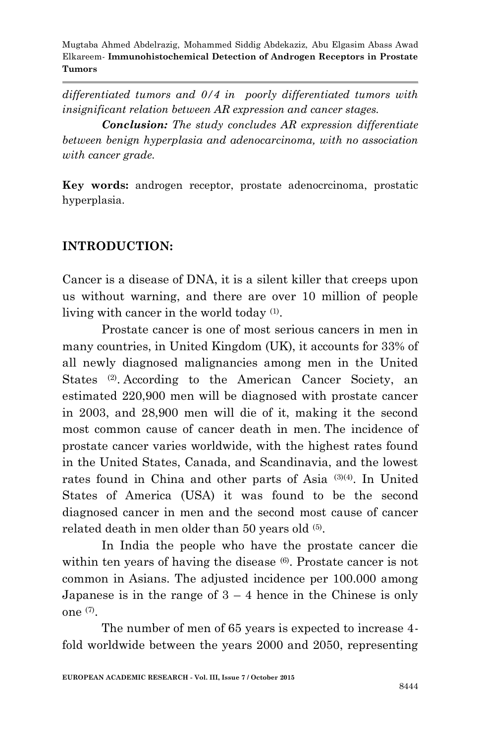*differentiated tumors and 0/4 in poorly differentiated tumors with insignificant relation between AR expression and cancer stages.*

***Conclusion:*** *The study concludes AR expression differentiate between benign hyperplasia and adenocarcinoma, with no association with cancer grade.*

**Key words:** androgen receptor, prostate adenocrcinoma, prostatic hyperplasia.

## INTRODUCTION:

Cancer is a disease of DNA, it is a silent killer that creeps upon us without warning, and there are over 10 million of people living with cancer in the world today [(1)].

Prostate cancer is one of most serious cancers in men in many countries, in United Kingdom (UK), it accounts for 33% of all newly diagnosed malignancies among men in the United States [(2)]. According to the American Cancer Society, an estimated 220,900 men will be diagnosed with prostate cancer in 2003, and 28,900 men will die of it, making it the second most common cause of cancer death in men. The incidence of prostate cancer varies worldwide, with the highest rates found in the United States, Canada, and Scandinavia, and the lowest rates found in China and other parts of Asia [(3)(4)]. In United States of America (USA) it was found to be the second diagnosed cancer in men and the second most cause of cancer related death in men older than 50 years old [(5)].

In India the people who have the prostate cancer die within ten years of having the disease [(6)]. Prostate cancer is not common in Asians. The adjusted incidence per 100.000 among Japanese is in the range of 3 – 4 hence in the Chinese is only one [(7)].

The number of men of 65 years is expected to increase 4-fold worldwide between the years 2000 and 2050, representing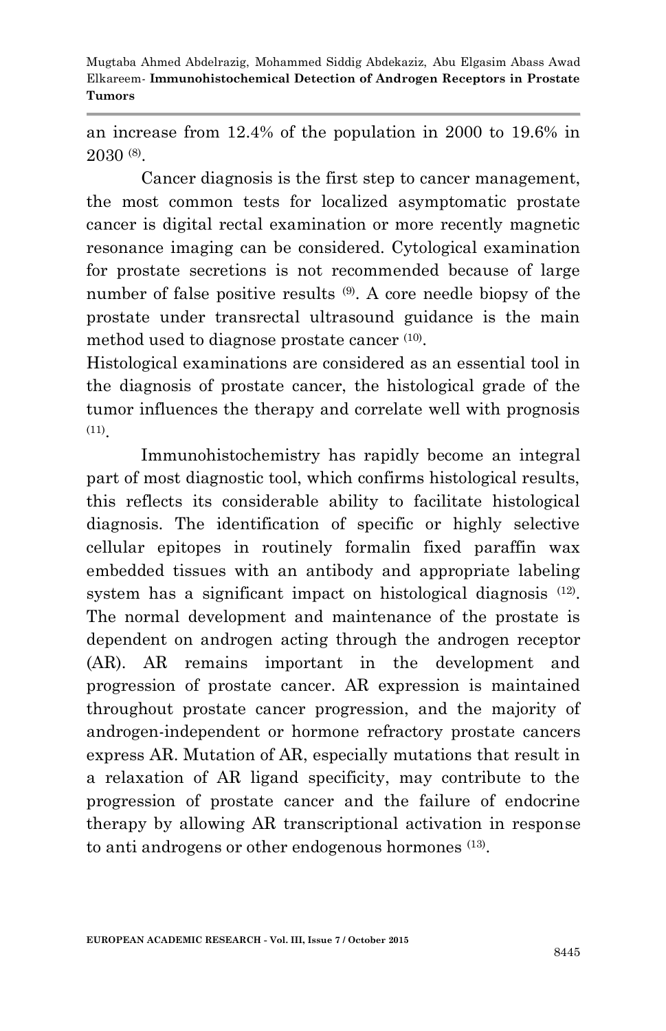an increase from 12.4% of the population in 2000 to 19.6% in 2030 [8].

Cancer diagnosis is the first step to cancer management, the most common tests for localized asymptomatic prostate cancer is digital rectal examination or more recently magnetic resonance imaging can be considered. Cytological examination for prostate secretions is not recommended because of large number of false positive results [9]. A core needle biopsy of the prostate under transrectal ultrasound guidance is the main method used to diagnose prostate cancer [10].

Histological examinations are considered as an essential tool in the diagnosis of prostate cancer, the histological grade of the tumor influences the therapy and correlate well with prognosis [11].

Immunohistochemistry has rapidly become an integral part of most diagnostic tool, which confirms histological results, this reflects its considerable ability to facilitate histological diagnosis. The identification of specific or highly selective cellular epitopes in routinely formalin fixed paraffin wax embedded tissues with an antibody and appropriate labeling system has a significant impact on histological diagnosis [12]. The normal development and maintenance of the prostate is dependent on androgen acting through the androgen receptor (AR). AR remains important in the development and progression of prostate cancer. AR expression is maintained throughout prostate cancer progression, and the majority of androgen-independent or hormone refractory prostate cancers express AR. Mutation of AR, especially mutations that result in a relaxation of AR ligand specificity, may contribute to the progression of prostate cancer and the failure of endocrine therapy by allowing AR transcriptional activation in response to anti androgens or other endogenous hormones [13].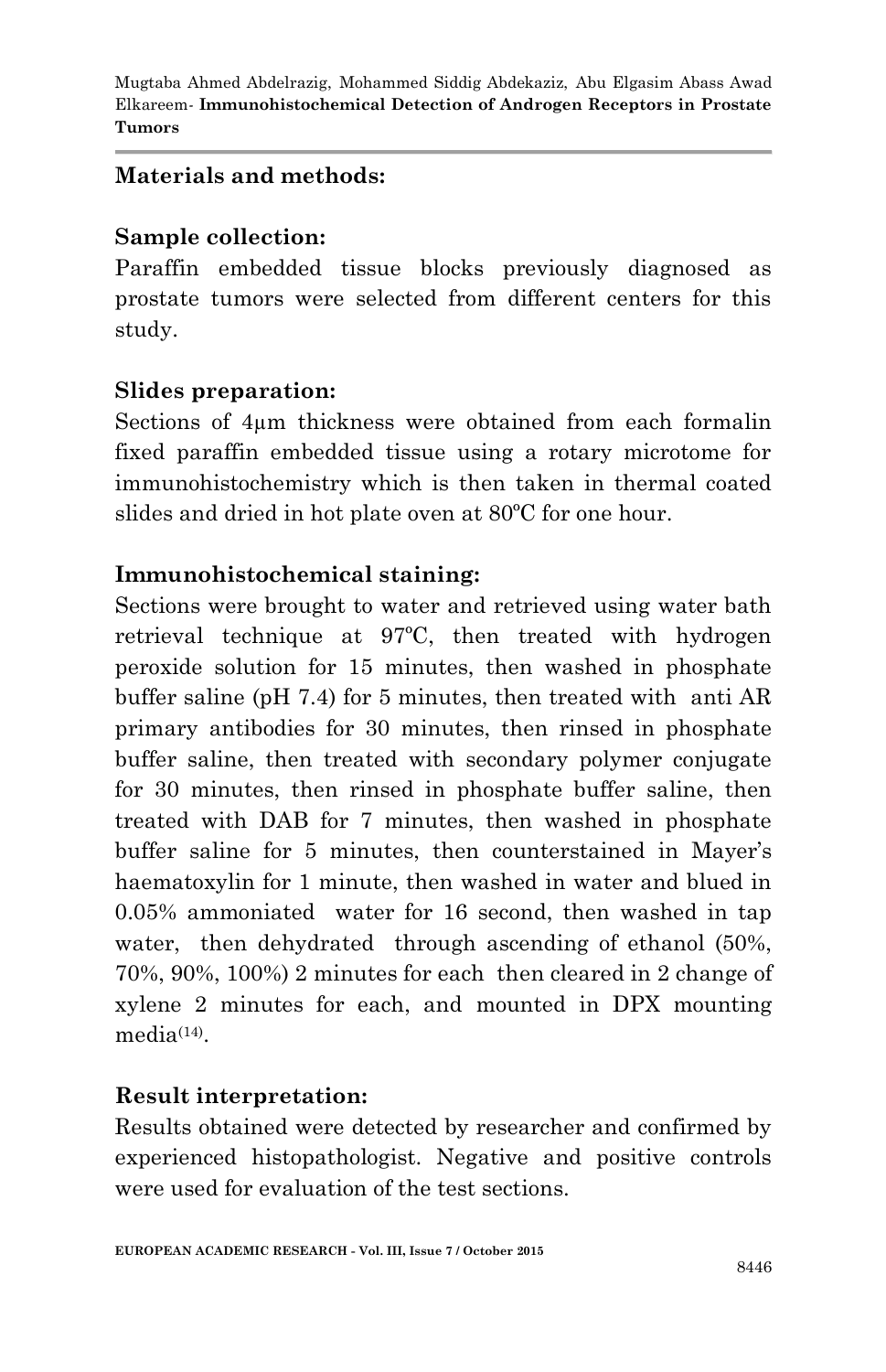## Materials and methods:

### Sample collection:

Paraffin embedded tissue blocks previously diagnosed as prostate tumors were selected from different centers for this study.

### Slides preparation:

Sections of 4μm thickness were obtained from each formalin fixed paraffin embedded tissue using a rotary microtome for immunohistochemistry which is then taken in thermal coated slides and dried in hot plate oven at 80ºC for one hour.

### Immunohistochemical staining:

Sections were brought to water and retrieved using water bath retrieval technique at 97ºC, then treated with hydrogen peroxide solution for 15 minutes, then washed in phosphate buffer saline (pH 7.4) for 5 minutes, then treated with anti AR primary antibodies for 30 minutes, then rinsed in phosphate buffer saline, then treated with secondary polymer conjugate for 30 minutes, then rinsed in phosphate buffer saline, then treated with DAB for 7 minutes, then washed in phosphate buffer saline for 5 minutes, then counterstained in Mayer's haematoxylin for 1 minute, then washed in water and blued in 0.05% ammoniated water for 16 second, then washed in tap water, then dehydrated through ascending of ethanol (50%, 70%, 90%, 100%) 2 minutes for each then cleared in 2 change of xylene 2 minutes for each, and mounted in DPX mounting media[14].

### Result interpretation:

Results obtained were detected by researcher and confirmed by experienced histopathologist. Negative and positive controls were used for evaluation of the test sections.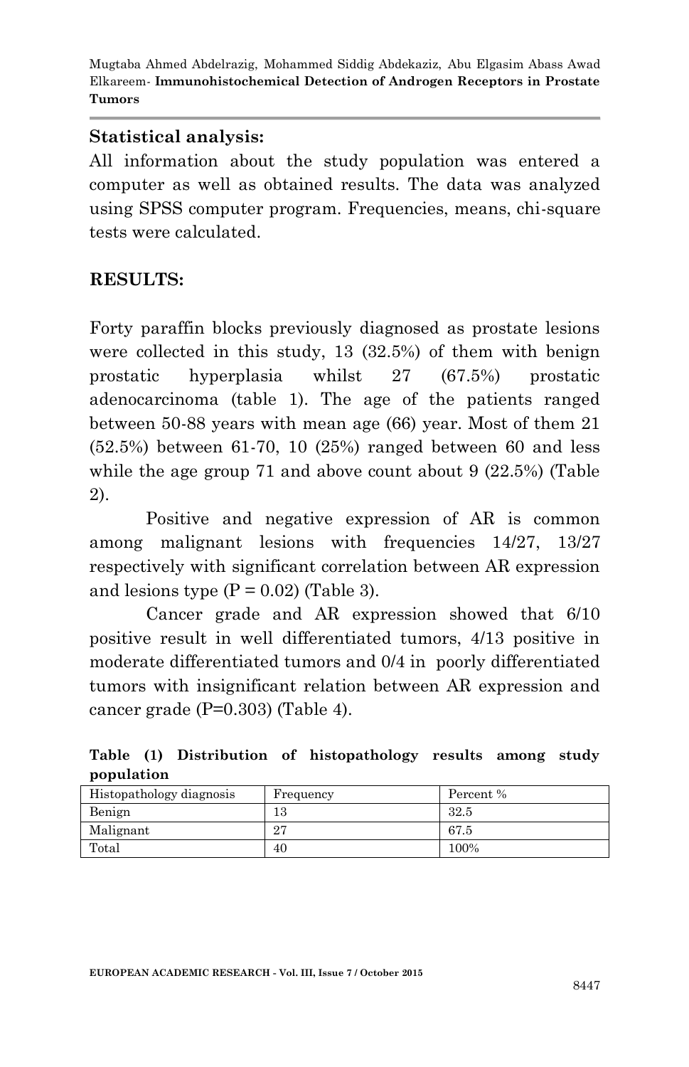## Statistical analysis:

All information about the study population was entered a computer as well as obtained results. The data was analyzed using SPSS computer program. Frequencies, means, chi-square tests were calculated.

## RESULTS:

Forty paraffin blocks previously diagnosed as prostate lesions were collected in this study, 13 (32.5%) of them with benign prostatic hyperplasia whilst 27 (67.5%) prostatic adenocarcinoma (table 1). The age of the patients ranged between 50-88 years with mean age (66) year. Most of them 21 (52.5%) between 61-70, 10 (25%) ranged between 60 and less while the age group 71 and above count about 9 (22.5%) (Table 2).

Positive and negative expression of AR is common among malignant lesions with frequencies 14/27, 13/27 respectively with significant correlation between AR expression and lesions type ($P = 0.02$) (Table 3).

Cancer grade and AR expression showed that 6/10 positive result in well differentiated tumors, 4/13 positive in moderate differentiated tumors and 0/4 in poorly differentiated tumors with insignificant relation between AR expression and cancer grade ($P=0.303$) (Table 4).

**Table (1) Distribution of histopathology results among study population**

| Histopathology diagnosis | Frequency | Percent % |
|---|---|---|
| Benign | 13 | 32.5 |
| Malignant | 27 | 67.5 |
| Total | 40 | 100% |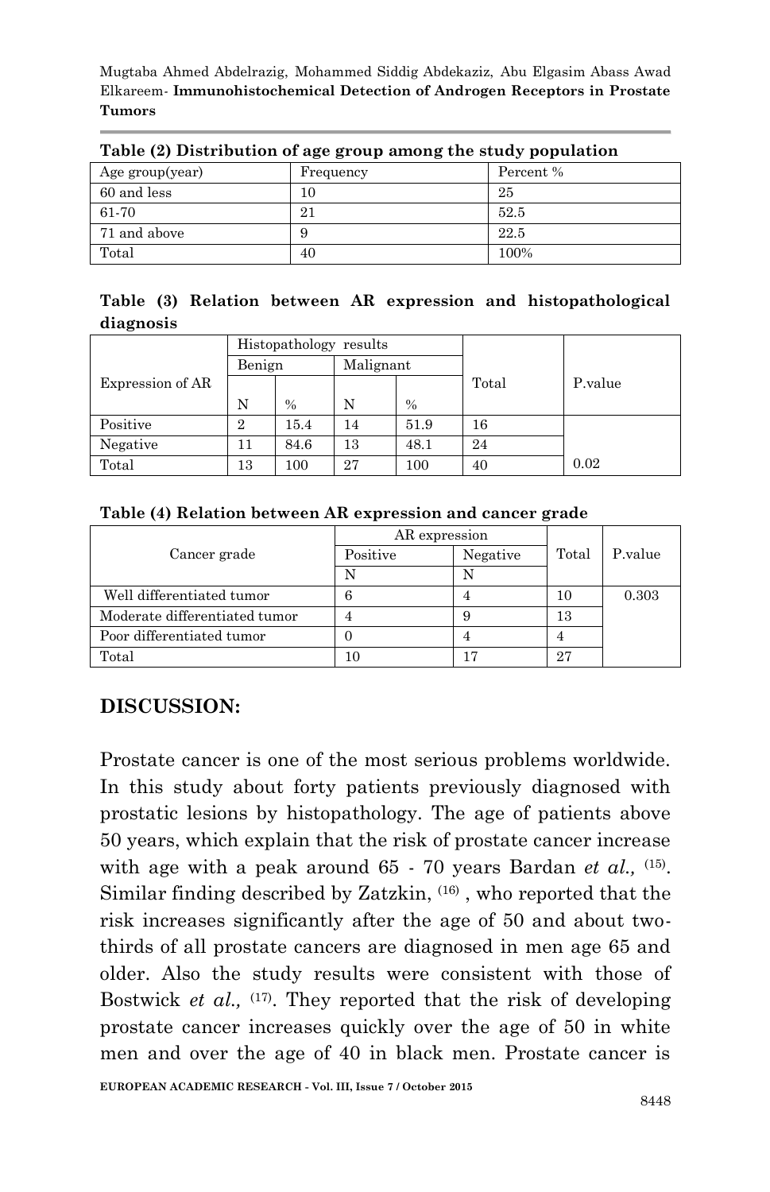**Table (2) Distribution of age group among the study population**

| Age group(year) | Frequency | Percent % |
|---|---|---|
| 60 and less | 10 | 25 |
| 61-70 | 21 | 52.5 |
| 71 and above | 9 | 22.5 |
| Total | 40 | 100% |

**Table (3) Relation between AR expression and histopathological diagnosis**

| Expression of AR | Histopathology results | | | | Total | P.value |
|---|---|---|---|---|---|---|
| | Benign | | Malignant | | | |
| | N | % | N | % | | |
| Positive | 2 | 15.4 | 14 | 51.9 | 16 | |
| Negative | 11 | 84.6 | 13 | 48.1 | 24 | |
| Total | 13 | 100 | 27 | 100 | 40 | 0.02 |

**Table (4) Relation between AR expression and cancer grade**

| Cancer grade | AR expression | | Total | P.value |
|---|---|---|---|---|
| | Positive | Negative | | |
| | N | N | | |
| Well differentiated tumor | 6 | 4 | 10 | 0.303 |
| Moderate differentiated tumor | 4 | 9 | 13 | |
| Poor differentiated tumor | 0 | 4 | 4 | |
| Total | 10 | 17 | 27 | |

## DISCUSSION:

Prostate cancer is one of the most serious problems worldwide. In this study about forty patients previously diagnosed with prostatic lesions by histopathology. The age of patients above 50 years, which explain that the risk of prostate cancer increase with age with a peak around 65 - 70 years Bardan *et al.,* [15]. Similar finding described by Zatzkin, [16] , who reported that the risk increases significantly after the age of 50 and about two-thirds of all prostate cancers are diagnosed in men age 65 and older. Also the study results were consistent with those of Bostwick *et al.,* [17]. They reported that the risk of developing prostate cancer increases quickly over the age of 50 in white men and over the age of 40 in black men. Prostate cancer is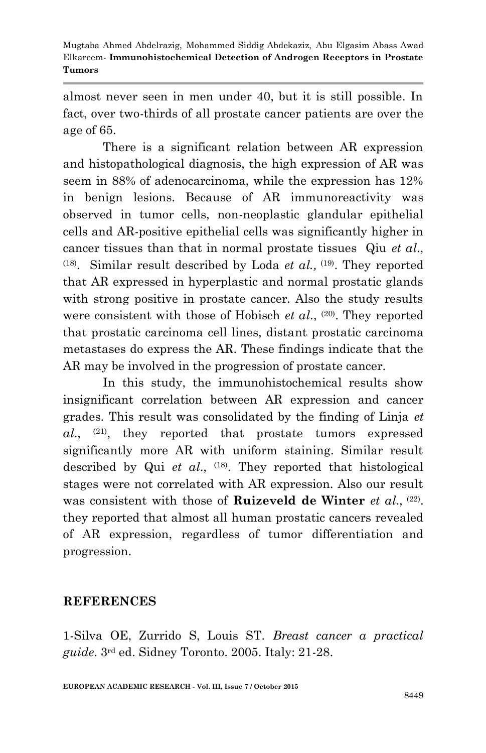almost never seen in men under 40, but it is still possible. In fact, over two-thirds of all prostate cancer patients are over the age of 65.

There is a significant relation between AR expression and histopathological diagnosis, the high expression of AR was seem in 88% of adenocarcinoma, while the expression has 12% in benign lesions. Because of AR immunoreactivity was observed in tumor cells, non-neoplastic glandular epithelial cells and AR-positive epithelial cells was significantly higher in cancer tissues than that in normal prostate tissues Qiu *et al*., [18]. Similar result described by Loda *et al.,* [19]. They reported that AR expressed in hyperplastic and normal prostatic glands with strong positive in prostate cancer. Also the study results were consistent with those of Hobisch *et al*., [20]. They reported that prostatic carcinoma cell lines, distant prostatic carcinoma metastases do express the AR. These findings indicate that the AR may be involved in the progression of prostate cancer.

In this study, the immunohistochemical results show insignificant correlation between AR expression and cancer grades. This result was consolidated by the finding of Linja *et al*., [21], they reported that prostate tumors expressed significantly more AR with uniform staining. Similar result described by Qui *et al*., [18]. They reported that histological stages were not correlated with AR expression. Also our result was consistent with those of **Ruizeveld de Winter** *et al*., [22]. they reported that almost all human prostatic cancers revealed of AR expression, regardless of tumor differentiation and progression.

## REFERENCES

1-Silva OE, Zurrido S, Louis ST. *Breast cancer a practical guide*. 3rd ed. Sidney Toronto. 2005. Italy: 21-28.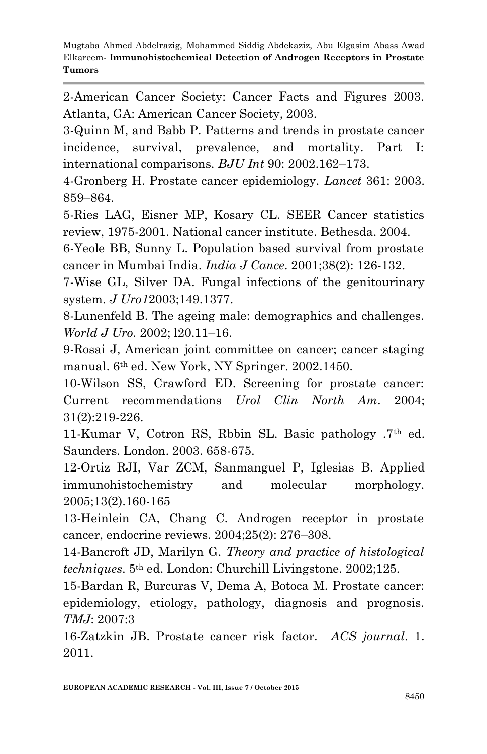2-American Cancer Society: Cancer Facts and Figures 2003. Atlanta, GA: American Cancer Society, 2003.

3-Quinn M, and Babb P. Patterns and trends in prostate cancer incidence, survival, prevalence, and mortality. Part I: international comparisons. *BJU Int* 90: 2002.162–173.

4-Gronberg H. Prostate cancer epidemiology. *Lancet* 361: 2003. 859–864.

5-Ries LAG, Eisner MP, Kosary CL. SEER Cancer statistics review, 1975-2001. National cancer institute. Bethesda. 2004.

6-Yeole BB, Sunny L. Population based survival from prostate cancer in Mumbai India. *India J Cance*. 2001;38(2): 126-132.

7-Wise GL, Silver DA. Fungal infections of the genitourinary system. *J Uro1*2003;149.1377.

8-Lunenfeld B. The ageing male: demographics and challenges. *World J Uro.* 2002; l20.11–16.

9-Rosai J, American joint committee on cancer; cancer staging manual. 6th ed. New York, NY Springer. 2002.1450.

10-Wilson SS, Crawford ED. Screening for prostate cancer: Current recommendations *Urol Clin North Am*. 2004; 31(2):219-226.

11-Kumar V, Cotron RS, Rbbin SL. Basic pathology .7th ed. Saunders. London. 2003. 658-675.

12-Ortiz RJI, Var ZCM, Sanmanguel P, Iglesias B. Applied immunohistochemistry and molecular morphology. 2005;13(2).160-165

13-Heinlein CA, Chang C. Androgen receptor in prostate cancer, endocrine reviews. 2004;25(2): 276–308.

14-Bancroft JD, Marilyn G. *Theory and practice of histological techniques*. 5th ed. London: Churchill Livingstone. 2002;125.

15-Bardan R, Burcuras V, Dema A, Botoca M. Prostate cancer: epidemiology, etiology, pathology, diagnosis and prognosis. *TMJ*: 2007:3

16-Zatzkin JB. Prostate cancer risk factor. *ACS journal*. 1. 2011.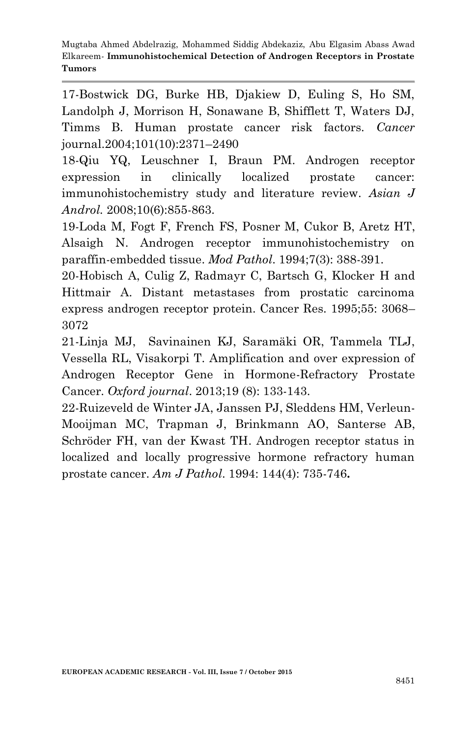17-Bostwick DG, Burke HB, Djakiew D, Euling S, Ho SM, Landolph J, Morrison H, Sonawane B, Shifflett T, Waters DJ, Timms B. Human prostate cancer risk factors. *Cancer* journal.2004;101(10):2371–2490

18-Qiu YQ, Leuschner I, Braun PM. Androgen receptor expression in clinically localized prostate cancer: immunohistochemistry study and literature review. *Asian J Androl.* 2008;10(6):855-863.

19-Loda M, Fogt F, French FS, Posner M, Cukor B, Aretz HT, Alsaigh N. Androgen receptor immunohistochemistry on paraffin-embedded tissue. *Mod Pathol*. 1994;7(3): 388-391.

20-Hobisch A, Culig Z, Radmayr C, Bartsch G, Klocker H and Hittmair A. Distant metastases from prostatic carcinoma express androgen receptor protein. Cancer Res. 1995;55: 3068–3072

21-Linja MJ, Savinainen KJ, Saramäki OR, Tammela TLJ, Vessella RL, Visakorpi T. Amplification and over expression of Androgen Receptor Gene in Hormone-Refractory Prostate Cancer. *Oxford journal*. 2013;19 (8): 133-143.

22-Ruizeveld de Winter JA, Janssen PJ, Sleddens HM, Verleun-Mooijman MC, Trapman J, Brinkmann AO, Santerse AB, Schröder FH, van der Kwast TH. Androgen receptor status in localized and locally progressive hormone refractory human prostate cancer. *Am J Pathol*. 1994: 144(4): 735-746**.**